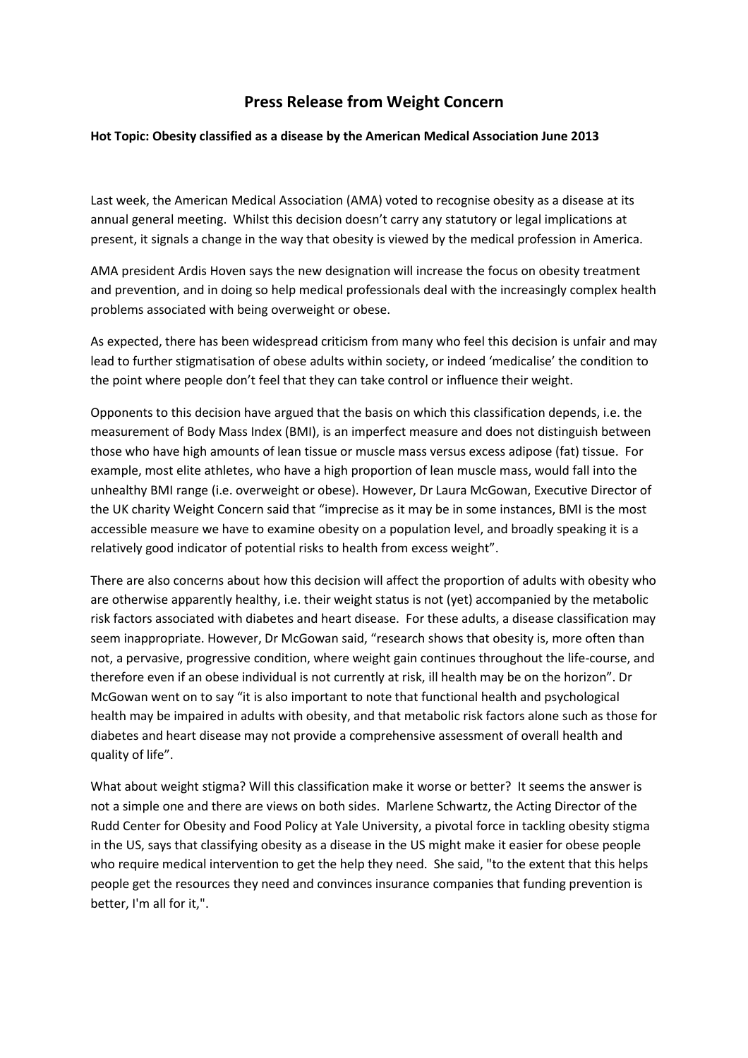# Press Release from Weight Concern

**Hot Topic: Obesity classified as a disease by the American Medical Association June 2013**

Last week, the American Medical Association (AMA) voted to recognise obesity as a disease at its annual general meeting. Whilst this decision doesn't carry any statutory or legal implications at present, it signals a change in the way that obesity is viewed by the medical profession in America.

AMA president Ardis Hoven says the new designation will increase the focus on obesity treatment and prevention, and in doing so help medical professionals deal with the increasingly complex health problems associated with being overweight or obese.

As expected, there has been widespread criticism from many who feel this decision is unfair and may lead to further stigmatisation of obese adults within society, or indeed 'medicalise' the condition to the point where people don't feel that they can take control or influence their weight.

Opponents to this decision have argued that the basis on which this classification depends, i.e. the measurement of Body Mass Index (BMI), is an imperfect measure and does not distinguish between those who have high amounts of lean tissue or muscle mass versus excess adipose (fat) tissue. For example, most elite athletes, who have a high proportion of lean muscle mass, would fall into the unhealthy BMI range (i.e. overweight or obese). However, Dr Laura McGowan, Executive Director of the UK charity Weight Concern said that "imprecise as it may be in some instances, BMI is the most accessible measure we have to examine obesity on a population level, and broadly speaking it is a relatively good indicator of potential risks to health from excess weight".

There are also concerns about how this decision will affect the proportion of adults with obesity who are otherwise apparently healthy, i.e. their weight status is not (yet) accompanied by the metabolic risk factors associated with diabetes and heart disease. For these adults, a disease classification may seem inappropriate. However, Dr McGowan said, "research shows that obesity is, more often than not, a pervasive, progressive condition, where weight gain continues throughout the life-course, and therefore even if an obese individual is not currently at risk, ill health may be on the horizon". Dr McGowan went on to say "it is also important to note that functional health and psychological health may be impaired in adults with obesity, and that metabolic risk factors alone such as those for diabetes and heart disease may not provide a comprehensive assessment of overall health and quality of life".

What about weight stigma? Will this classification make it worse or better? It seems the answer is not a simple one and there are views on both sides. Marlene Schwartz, the Acting Director of the Rudd Center for Obesity and Food Policy at Yale University, a pivotal force in tackling obesity stigma in the US, says that classifying obesity as a disease in the US might make it easier for obese people who require medical intervention to get the help they need. She said, "to the extent that this helps people get the resources they need and convinces insurance companies that funding prevention is better, I'm all for it,".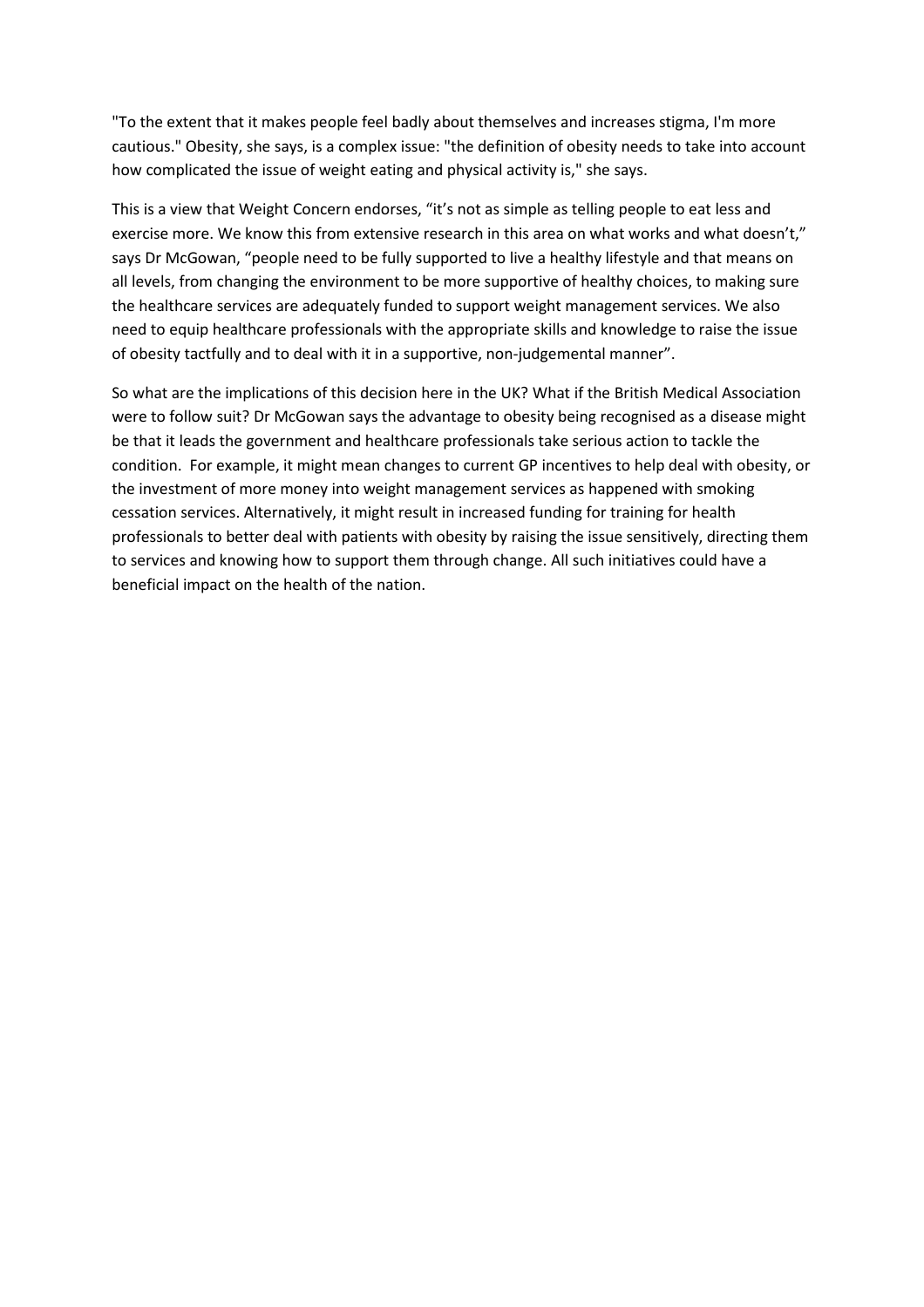"To the extent that it makes people feel badly about themselves and increases stigma, I'm more cautious." Obesity, she says, is a complex issue: "the definition of obesity needs to take into account how complicated the issue of weight eating and physical activity is," she says.

This is a view that Weight Concern endorses, "it's not as simple as telling people to eat less and exercise more. We know this from extensive research in this area on what works and what doesn't," says Dr McGowan, "people need to be fully supported to live a healthy lifestyle and that means on all levels, from changing the environment to be more supportive of healthy choices, to making sure the healthcare services are adequately funded to support weight management services. We also need to equip healthcare professionals with the appropriate skills and knowledge to raise the issue of obesity tactfully and to deal with it in a supportive, non-judgemental manner".

So what are the implications of this decision here in the UK? What if the British Medical Association were to follow suit? Dr McGowan says the advantage to obesity being recognised as a disease might be that it leads the government and healthcare professionals take serious action to tackle the condition. For example, it might mean changes to current GP incentives to help deal with obesity, or the investment of more money into weight management services as happened with smoking cessation services. Alternatively, it might result in increased funding for training for health professionals to better deal with patients with obesity by raising the issue sensitively, directing them to services and knowing how to support them through change. All such initiatives could have a beneficial impact on the health of the nation.